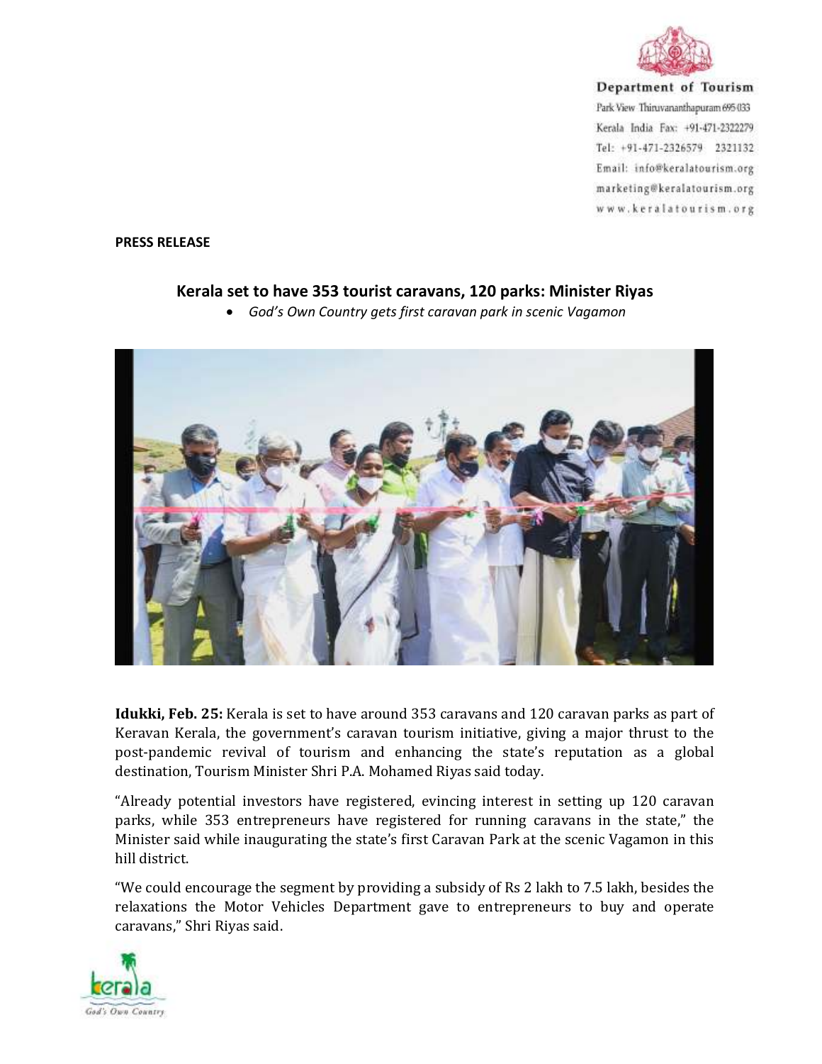Department of Tourism
Park View Thiruvananthapuram 695 033
Kerala India Fax: +91-471-2322279
Tel: +91-471-2326579 2321132
Email: info@keralatourism.org
marketing@keralatourism.org
www.keralatourism.org

**PRESS RELEASE**

## Kerala set to have 353 tourist caravans, 120 parks: Minister Riyas

- *God's Own Country gets first caravan park in scenic Vagamon*

**Idukki, Feb. 25:** Kerala is set to have around 353 caravans and 120 caravan parks as part of Keravan Kerala, the government's caravan tourism initiative, giving a major thrust to the post-pandemic revival of tourism and enhancing the state's reputation as a global destination, Tourism Minister Shri P.A. Mohamed Riyas said today.

"Already potential investors have registered, evincing interest in setting up 120 caravan parks, while 353 entrepreneurs have registered for running caravans in the state," the Minister said while inaugurating the state's first Caravan Park at the scenic Vagamon in this hill district.

"We could encourage the segment by providing a subsidy of Rs 2 lakh to 7.5 lakh, besides the relaxations the Motor Vehicles Department gave to entrepreneurs to buy and operate caravans," Shri Riyas said.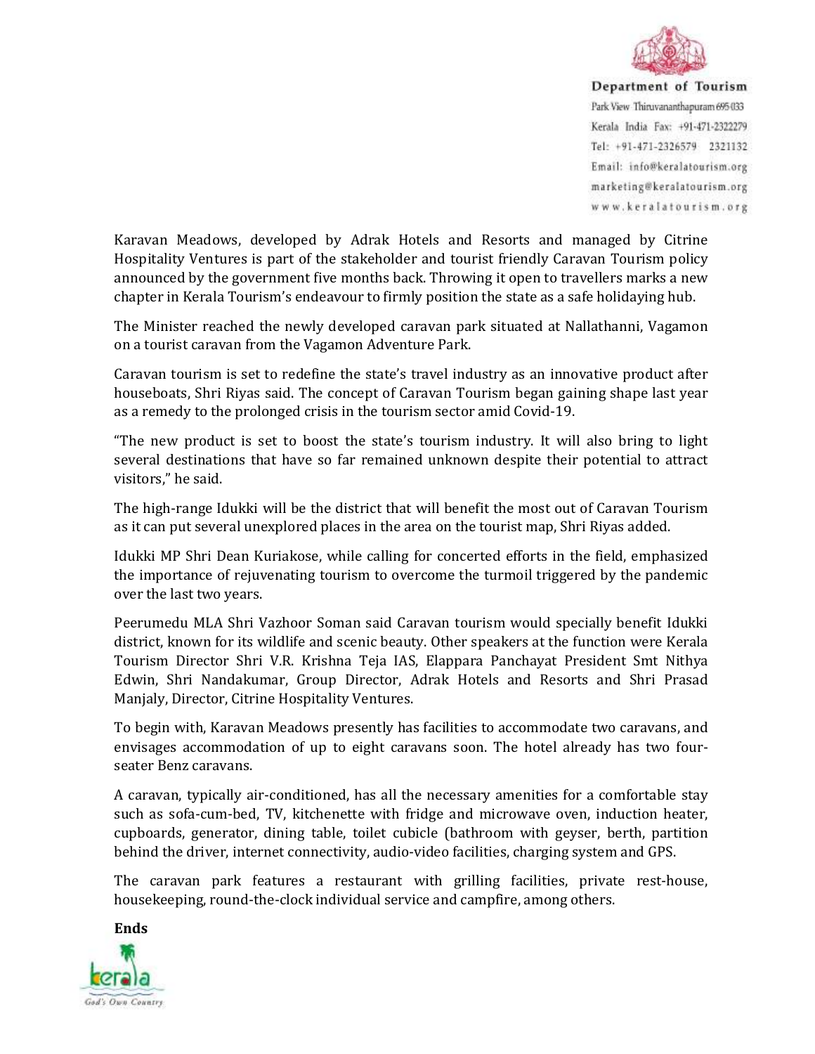Department of Tourism
Park View Thiruvananthapuram 695 033
Kerala India Fax: +91-471-2322279
Tel: +91-471-2326579 2321132
Email: info@keralatourism.org
marketing@keralatourism.org
www.keralatourism.org

Karavan Meadows, developed by Adrak Hotels and Resorts and managed by Citrine Hospitality Ventures is part of the stakeholder and tourist friendly Caravan Tourism policy announced by the government five months back. Throwing it open to travellers marks a new chapter in Kerala Tourism's endeavour to firmly position the state as a safe holidaying hub.

The Minister reached the newly developed caravan park situated at Nallathanni, Vagamon on a tourist caravan from the Vagamon Adventure Park.

Caravan tourism is set to redefine the state's travel industry as an innovative product after houseboats, Shri Riyas said. The concept of Caravan Tourism began gaining shape last year as a remedy to the prolonged crisis in the tourism sector amid Covid-19.

"The new product is set to boost the state's tourism industry. It will also bring to light several destinations that have so far remained unknown despite their potential to attract visitors," he said.

The high-range Idukki will be the district that will benefit the most out of Caravan Tourism as it can put several unexplored places in the area on the tourist map, Shri Riyas added.

Idukki MP Shri Dean Kuriakose, while calling for concerted efforts in the field, emphasized the importance of rejuvenating tourism to overcome the turmoil triggered by the pandemic over the last two years.

Peerumedu MLA Shri Vazhoor Soman said Caravan tourism would specially benefit Idukki district, known for its wildlife and scenic beauty. Other speakers at the function were Kerala Tourism Director Shri V.R. Krishna Teja IAS, Elappara Panchayat President Smt Nithya Edwin, Shri Nandakumar, Group Director, Adrak Hotels and Resorts and Shri Prasad Manjaly, Director, Citrine Hospitality Ventures.

To begin with, Karavan Meadows presently has facilities to accommodate two caravans, and envisages accommodation of up to eight caravans soon. The hotel already has two four-seater Benz caravans.

A caravan, typically air-conditioned, has all the necessary amenities for a comfortable stay such as sofa-cum-bed, TV, kitchenette with fridge and microwave oven, induction heater, cupboards, generator, dining table, toilet cubicle (bathroom with geyser, berth, partition behind the driver, internet connectivity, audio-video facilities, charging system and GPS.

The caravan park features a restaurant with grilling facilities, private rest-house, housekeeping, round-the-clock individual service and campfire, among others.

**Ends**